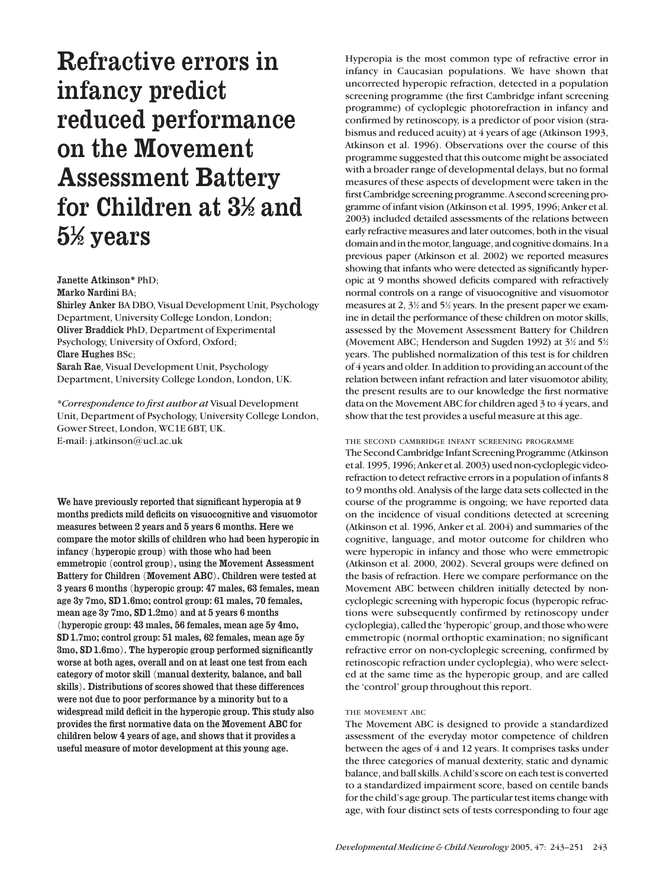# Refractive errors in infancy predict reduced performance on the Movement Assessment Battery for Children at 3½ and 5½ years

**Janette Atkinson*** PhD;
**Marko Nardini** BA;
**Shirley Anker** BA DBO, Visual Development Unit, Psychology Department, University College London, London;
**Oliver Braddick** PhD, Department of Experimental Psychology, University of Oxford, Oxford;
**Clare Hughes** BSc;
**Sarah Rae**, Visual Development Unit, Psychology Department, University College London, London, UK.

**Correspondence to first author at* Visual Development Unit, Department of Psychology, University College London, Gower Street, London, WC1E 6BT, UK.
E-mail: j.atkinson@ucl.ac.uk

**We have previously reported that significant hyperopia at 9 months predicts mild deficits on visuocognitive and visuomotor measures between 2 years and 5 years 6 months. Here we compare the motor skills of children who had been hyperopic in infancy (hyperopic group) with those who had been emmetropic (control group), using the Movement Assessment Battery for Children (Movement ABC). Children were tested at 3 years 6 months (hyperopic group: 47 males, 63 females, mean age 3y 7mo, SD 1.6mo; control group: 61 males, 70 females, mean age 3y 7mo, SD 1.2mo) and at 5 years 6 months (hyperopic group: 43 males, 56 females, mean age 5y 4mo, SD 1.7mo; control group: 51 males, 62 females, mean age 5y 3mo, SD 1.6mo). The hyperopic group performed significantly worse at both ages, overall and on at least one test from each category of motor skill (manual dexterity, balance, and ball skills). Distributions of scores showed that these differences were not due to poor performance by a minority but to a widespread mild deficit in the hyperopic group. This study also provides the first normative data on the Movement ABC for children below 4 years of age, and shows that it provides a useful measure of motor development at this young age.**

Hyperopia is the most common type of refractive error in infancy in Caucasian populations. We have shown that uncorrected hyperopic refraction, detected in a population screening programme (the first Cambridge infant screening programme) of cycloplegic photorefraction in infancy and confirmed by retinoscopy, is a predictor of poor vision (strabismus and reduced acuity) at 4 years of age (Atkinson 1993, Atkinson et al. 1996). Observations over the course of this programme suggested that this outcome might be associated with a broader range of developmental delays, but no formal measures of these aspects of development were taken in the first Cambridge screening programme. A second screening programme of infant vision (Atkinson et al. 1995, 1996; Anker et al. 2003) included detailed assessments of the relations between early refractive measures and later outcomes, both in the visual domain and in the motor, language, and cognitive domains. In a previous paper (Atkinson et al. 2002) we reported measures showing that infants who were detected as significantly hyperopic at 9 months showed deficits compared with refractively normal controls on a range of visuocognitive and visuomotor measures at 2, 3½ and 5½ years. In the present paper we examine in detail the performance of these children on motor skills, assessed by the Movement Assessment Battery for Children (Movement ABC; Henderson and Sugden 1992) at 3½ and 5½ years. The published normalization of this test is for children of 4 years and older. In addition to providing an account of the relation between infant refraction and later visuomotor ability, the present results are to our knowledge the first normative data on the Movement ABC for children aged 3 to 4 years, and show that the test provides a useful measure at this age.

## The Second Cambridge Infant Screening Programme

The Second Cambridge Infant Screening Programme (Atkinson et al. 1995, 1996; Anker et al. 2003) used non-cycloplegic videorefraction to detect refractive errors in a population of infants 8 to 9 months old. Analysis of the large data sets collected in the course of the programme is ongoing; we have reported data on the incidence of visual conditions detected at screening (Atkinson et al. 1996, Anker et al. 2004) and summaries of the cognitive, language, and motor outcome for children who were hyperopic in infancy and those who were emmetropic (Atkinson et al. 2000, 2002). Several groups were defined on the basis of refraction. Here we compare performance on the Movement ABC between children initially detected by non-cycloplegic screening with hyperopic focus (hyperopic refractions were subsequently confirmed by retinoscopy under cycloplegia), called the 'hyperopic' group, and those who were emmetropic (normal orthoptic examination; no significant refractive error on non-cycloplegic screening, confirmed by retinoscopic refraction under cycloplegia), who were selected at the same time as the hyperopic group, and are called the 'control' group throughout this report.

## The Movement ABC

The Movement ABC is designed to provide a standardized assessment of the everyday motor competence of children between the ages of 4 and 12 years. It comprises tasks under the three categories of manual dexterity, static and dynamic balance, and ball skills. A child's score on each test is converted to a standardized impairment score, based on centile bands for the child's age group. The particular test items change with age, with four distinct sets of tests corresponding to four age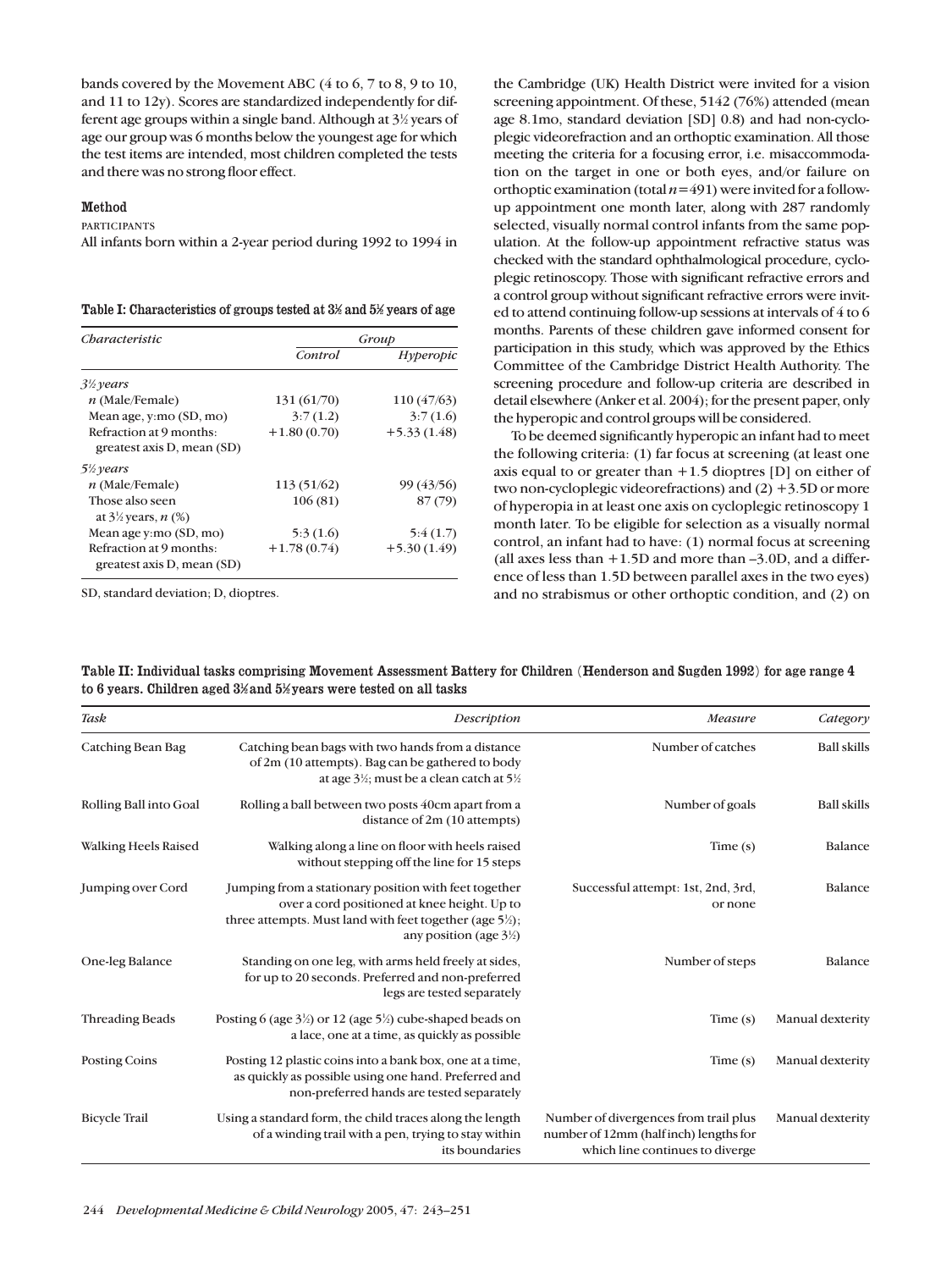bands covered by the Movement ABC (4 to 6, 7 to 8, 9 to 10, and 11 to 12y). Scores are standardized independently for different age groups within a single band. Although at 3½ years of age our group was 6 months below the youngest age for which the test items are intended, most children completed the tests and there was no strong floor effect.

## Method

### PARTICIPANTS

All infants born within a 2-year period during 1992 to 1994 in the Cambridge (UK) Health District were invited for a vision screening appointment. Of these, 5142 (76%) attended (mean age 8.1mo, standard deviation [SD] 0.8) and had non-cycloplegic videorefraction and an orthoptic examination. All those meeting the criteria for a focusing error, i.e. misaccommodation on the target in one or both eyes, and/or failure on orthoptic examination (total $n=491$) were invited for a follow-up appointment one month later, along with 287 randomly selected, visually normal control infants from the same population. At the follow-up appointment refractive status was checked with the standard ophthalmological procedure, cycloplegic retinoscopy. Those with significant refractive errors and a control group without significant refractive errors were invited to attend continuing follow-up sessions at intervals of 4 to 6 months. Parents of these children gave informed consent for participation in this study, which was approved by the Ethics Committee of the Cambridge District Health Authority. The screening procedure and follow-up criteria are described in detail elsewhere (Anker et al. 2004); for the present paper, only the hyperopic and control groups will be considered.

To be deemed significantly hyperopic an infant had to meet the following criteria: (1) far focus at screening (at least one axis equal to or greater than +1.5 dioptres [D] on either of two non-cycloplegic videorefractions) and (2) +3.5D or more of hyperopia in at least one axis on cycloplegic retinoscopy 1 month later. To be eligible for selection as a visually normal control, an infant had to have: (1) normal focus at screening (all axes less than +1.5D and more than –3.0D, and a difference of less than 1.5D between parallel axes in the two eyes) and no strabismus or other orthoptic condition, and (2) on

**Table I: Characteristics of groups tested at 3½ and 5½ years of age**

| *Characteristic* | *Group* | |
|---|---|---|
| | *Control* | *Hyperopic* |
| *3½ years* | | |
| *n* (Male/Female) | 131 (61/70) | 110 (47/63) |
| Mean age, y:mo (SD, mo) | 3:7 (1.2) | 3:7 (1.6) |
| Refraction at 9 months: greatest axis D, mean (SD) | +1.80 (0.70) | +5.33 (1.48) |
| *5½ years* | | |
| *n* (Male/Female) | 113 (51/62) | 99 (43/56) |
| Those also seen at 3½ years, *n* (%) | 106 (81) | 87 (79) |
| Mean age y:mo (SD, mo) | 5:3 (1.6) | 5:4 (1.7) |
| Refraction at 9 months: greatest axis D, mean (SD) | +1.78 (0.74) | +5.30 (1.49) |

SD, standard deviation; D, dioptres.

**Table II: Individual tasks comprising Movement Assessment Battery for Children (Henderson and Sugden 1992) for age range 4 to 6 years. Children aged 3½ and 5½ years were tested on all tasks**

| *Task* | *Description* | *Measure* | *Category* |
|---|---|---|---|
| Catching Bean Bag | Catching bean bags with two hands from a distance of 2m (10 attempts). Bag can be gathered to body at age 3½; must be a clean catch at 5½ | Number of catches | Ball skills |
| Rolling Ball into Goal | Rolling a ball between two posts 40cm apart from a distance of 2m (10 attempts) | Number of goals | Ball skills |
| Walking Heels Raised | Walking along a line on floor with heels raised without stepping off the line for 15 steps | Time (s) | Balance |
| Jumping over Cord | Jumping from a stationary position with feet together over a cord positioned at knee height. Up to three attempts. Must land with feet together (age 5½); any position (age 3½) | Successful attempt: 1st, 2nd, 3rd, or none | Balance |
| One-leg Balance | Standing on one leg, with arms held freely at sides, for up to 20 seconds. Preferred and non-preferred legs are tested separately | Number of steps | Balance |
| Threading Beads | Posting 6 (age 3½) or 12 (age 5½) cube-shaped beads on a lace, one at a time, as quickly as possible | Time (s) | Manual dexterity |
| Posting Coins | Posting 12 plastic coins into a bank box, one at a time, as quickly as possible using one hand. Preferred and non-preferred hands are tested separately | Time (s) | Manual dexterity |
| Bicycle Trail | Using a standard form, the child traces along the length of a winding trail with a pen, trying to stay within its boundaries | Number of divergences from trail plus number of 12mm (half inch) lengths for which line continues to diverge | Manual dexterity |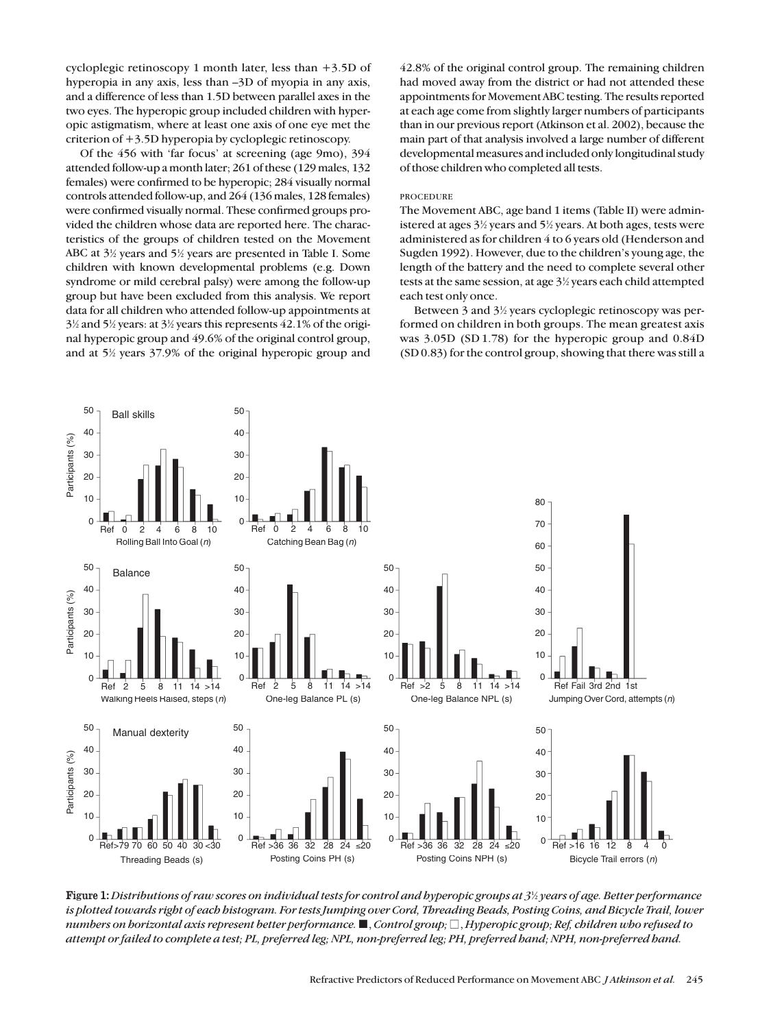cycloplegic retinoscopy 1 month later, less than +3.5D of hyperopia in any axis, less than –3D of myopia in any axis, and a difference of less than 1.5D between parallel axes in the two eyes. The hyperopic group included children with hyperopic astigmatism, where at least one axis of one eye met the criterion of +3.5D hyperopia by cycloplegic retinoscopy.

Of the 456 with 'far focus' at screening (age 9mo), 394 attended follow-up a month later; 261 of these (129 males, 132 females) were confirmed to be hyperopic; 284 visually normal controls attended follow-up, and 264 (136 males, 128 females) were confirmed visually normal. These confirmed groups provided the children whose data are reported here. The characteristics of the groups of children tested on the Movement ABC at 3½ years and 5½ years are presented in Table I. Some children with known developmental problems (e.g. Down syndrome or mild cerebral palsy) were among the follow-up group but have been excluded from this analysis. We report data for all children who attended follow-up appointments at 3½ and 5½ years: at 3½ years this represents 42.1% of the original hyperopic group and 49.6% of the original control group, and at 5½ years 37.9% of the original hyperopic group and 42.8% of the original control group. The remaining children had moved away from the district or had not attended these appointments for Movement ABC testing. The results reported at each age come from slightly larger numbers of participants than in our previous report (Atkinson et al. 2002), because the main part of that analysis involved a large number of different developmental measures and included only longitudinal study of those children who completed all tests.

## PROCEDURE

The Movement ABC, age band 1 items (Table II) were administered at ages 3½ years and 5½ years. At both ages, tests were administered as for children 4 to 6 years old (Henderson and Sugden 1992). However, due to the children's young age, the length of the battery and the need to complete several other tests at the same session, at age 3½ years each child attempted each test only once.

Between 3 and 3½ years cycloplegic retinoscopy was performed on children in both groups. The mean greatest axis was 3.05D (SD 1.78) for the hyperopic group and 0.84D (SD 0.83) for the control group, showing that there was still a

**Figure 1:** *Distributions of raw scores on individual tests for control and hyperopic groups at 3½ years of age. Better performance is plotted towards right of each histogram. For tests Jumping over Cord, Threading Beads, Posting Coins, and Bicycle Trail, lower numbers on horizontal axis represent better performance.* ■, *Control group;* □, *Hyperopic group; Ref, children who refused to attempt or failed to complete a test; PL, preferred leg; NPL, non-preferred leg; PH, preferred hand; NPH, non-preferred hand.*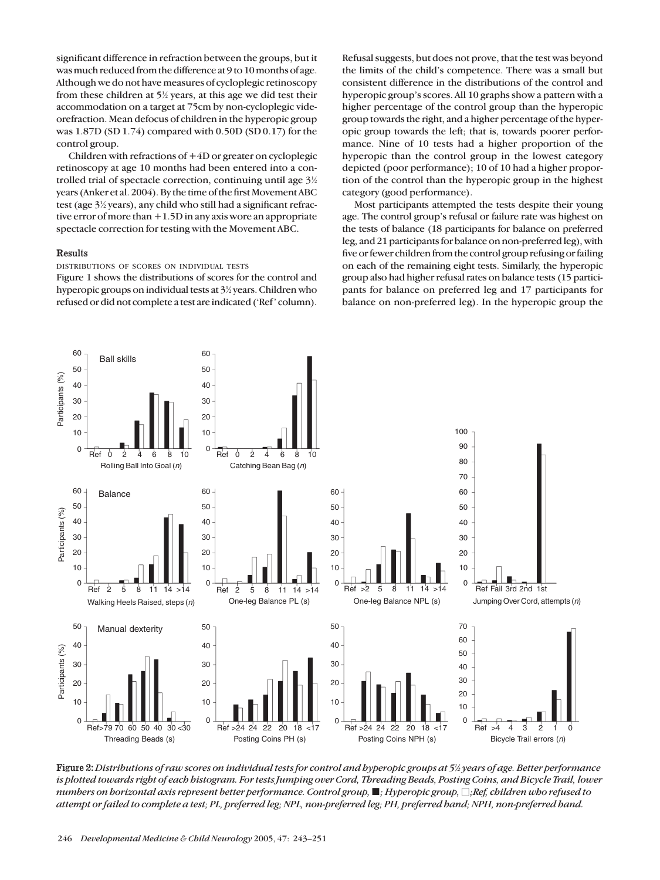significant difference in refraction between the groups, but it was much reduced from the difference at 9 to 10 months of age. Although we do not have measures of cycloplegic retinoscopy from these children at 5½ years, at this age we did test their accommodation on a target at 75cm by non-cycloplegic videorefraction. Mean defocus of children in the hyperopic group was 1.87D (SD 1.74) compared with 0.50D (SD 0.17) for the control group.

Children with refractions of +4D or greater on cycloplegic retinoscopy at age 10 months had been entered into a controlled trial of spectacle correction, continuing until age 3½ years (Anker et al. 2004). By the time of the first Movement ABC test (age 3½ years), any child who still had a significant refractive error of more than +1.5D in any axis wore an appropriate spectacle correction for testing with the Movement ABC.

## Results

### Distributions of scores on individual tests

Figure 1 shows the distributions of scores for the control and hyperopic groups on individual tests at 3½ years. Children who refused or did not complete a test are indicated ('Ref' column). Refusal suggests, but does not prove, that the test was beyond the limits of the child's competence. There was a small but consistent difference in the distributions of the control and hyperopic group's scores. All 10 graphs show a pattern with a higher percentage of the control group than the hyperopic group towards the right, and a higher percentage of the hyperopic group towards the left; that is, towards poorer performance. Nine of 10 tests had a higher proportion of the hyperopic than the control group in the lowest category depicted (poor performance); 10 of 10 had a higher proportion of the control than the hyperopic group in the highest category (good performance).

Most participants attempted the tests despite their young age. The control group's refusal or failure rate was highest on the tests of balance (18 participants for balance on preferred leg, and 21 participants for balance on non-preferred leg), with five or fewer children from the control group refusing or failing on each of the remaining eight tests. Similarly, the hyperopic group also had higher refusal rates on balance tests (15 participants for balance on preferred leg and 17 participants for balance on non-preferred leg). In the hyperopic group the

***Figure 2:** Distributions of raw scores on individual tests for control and hyperopic groups at 5½ years of age. Better performance is plotted towards right of each histogram. For tests Jumping over Cord, Threading Beads, Posting Coins, and Bicycle Trail, lower numbers on horizontal axis represent better performance. Control group, ■; Hyperopic group, □; Ref, children who refused to attempt or failed to complete a test; PL, preferred leg; NPL, non-preferred leg; PH, preferred hand; NPH, non-preferred hand.*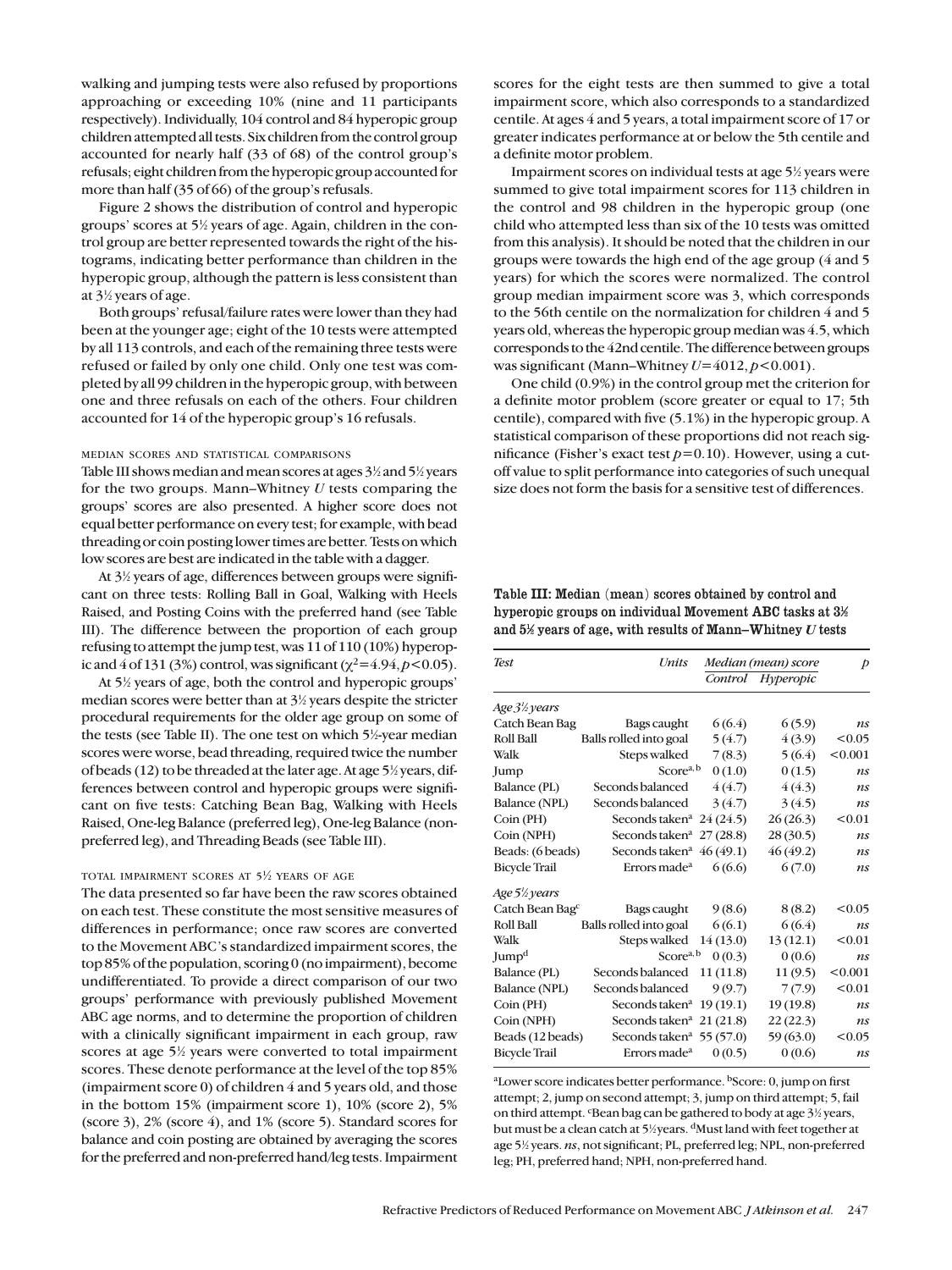walking and jumping tests were also refused by proportions approaching or exceeding 10% (nine and 11 participants respectively). Individually, 104 control and 84 hyperopic group children attempted all tests. Six children from the control group accounted for nearly half (33 of 68) of the control group's refusals; eight children from the hyperopic group accounted for more than half (35 of 66) of the group's refusals.

Figure 2 shows the distribution of control and hyperopic groups' scores at 5½ years of age. Again, children in the control group are better represented towards the right of the histograms, indicating better performance than children in the hyperopic group, although the pattern is less consistent than at 3½ years of age.

Both groups' refusal/failure rates were lower than they had been at the younger age; eight of the 10 tests were attempted by all 113 controls, and each of the remaining three tests were refused or failed by only one child. Only one test was completed by all 99 children in the hyperopic group, with between one and three refusals on each of the others. Four children accounted for 14 of the hyperopic group's 16 refusals.

### MEDIAN SCORES AND STATISTICAL COMPARISONS

Table III shows median and mean scores at ages 3½ and 5½ years for the two groups. Mann–Whitney *U* tests comparing the groups' scores are also presented. A higher score does not equal better performance on every test; for example, with bead threading or coin posting lower times are better. Tests on which low scores are best are indicated in the table with a dagger.

At 3½ years of age, differences between groups were significant on three tests: Rolling Ball in Goal, Walking with Heels Raised, and Posting Coins with the preferred hand (see Table III). The difference between the proportion of each group refusing to attempt the jump test, was 11 of 110 (10%) hyperopic and 4 of 131 (3%) control, was significant ($\chi^2=4.94, p<0.05$).

At 5½ years of age, both the control and hyperopic groups' median scores were better than at 3½ years despite the stricter procedural requirements for the older age group on some of the tests (see Table II). The one test on which 5½-year median scores were worse, bead threading, required twice the number of beads (12) to be threaded at the later age. At age 5½ years, differences between control and hyperopic groups were significant on five tests: Catching Bean Bag, Walking with Heels Raised, One-leg Balance (preferred leg), One-leg Balance (non-preferred leg), and Threading Beads (see Table III).

### TOTAL IMPAIRMENT SCORES AT 5½ YEARS OF AGE

The data presented so far have been the raw scores obtained on each test. These constitute the most sensitive measures of differences in performance; once raw scores are converted to the Movement ABC's standardized impairment scores, the top 85% of the population, scoring 0 (no impairment), become undifferentiated. To provide a direct comparison of our two groups' performance with previously published Movement ABC age norms, and to determine the proportion of children with a clinically significant impairment in each group, raw scores at age 5½ years were converted to total impairment scores. These denote performance at the level of the top 85% (impairment score 0) of children 4 and 5 years old, and those in the bottom 15% (impairment score 1), 10% (score 2), 5% (score 3), 2% (score 4), and 1% (score 5). Standard scores for balance and coin posting are obtained by averaging the scores for the preferred and non-preferred hand/leg tests. Impairment scores for the eight tests are then summed to give a total impairment score, which also corresponds to a standardized centile. At ages 4 and 5 years, a total impairment score of 17 or greater indicates performance at or below the 5th centile and a definite motor problem.

Impairment scores on individual tests at age 5½ years were summed to give total impairment scores for 113 children in the control and 98 children in the hyperopic group (one child who attempted less than six of the 10 tests was omitted from this analysis). It should be noted that the children in our groups were towards the high end of the age group (4 and 5 years) for which the scores were normalized. The control group median impairment score was 3, which corresponds to the 56th centile on the normalization for children 4 and 5 years old, whereas the hyperopic group median was 4.5, which corresponds to the 42nd centile. The difference between groups was significant (Mann–Whitney $U=4012, p<0.001$).

One child (0.9%) in the control group met the criterion for a definite motor problem (score greater or equal to 17; 5th centile), compared with five (5.1%) in the hyperopic group. A statistical comparison of these proportions did not reach significance (Fisher's exact test $p=0.10$). However, using a cut-off value to split performance into categories of such unequal size does not form the basis for a sensitive test of differences.

**Table III: Median (mean) scores obtained by control and hyperopic groups on individual Movement ABC tasks at 3½ and 5½ years of age, with results of Mann–Whitney *U* tests**

| *Test* | *Units* | *Median (mean) score* | | *p* |
|---|---|---|---|---|
| | | *Control* | *Hyperopic* | |
| *Age 3½ years* | | | | |
| Catch Bean Bag | Bags caught | 6 (6.4) | 6 (5.9) | *ns* |
| Roll Ball | Balls rolled into goal | 5 (4.7) | 4 (3.9) | <0.05 |
| Walk | Steps walked | 7 (8.3) | 5 (6.4) | <0.001 |
| Jump | Score[a, b] | 0 (1.0) | 0 (1.5) | *ns* |
| Balance (PL) | Seconds balanced | 4 (4.7) | 4 (4.3) | *ns* |
| Balance (NPL) | Seconds balanced | 3 (4.7) | 3 (4.5) | *ns* |
| Coin (PH) | Seconds taken[a] | 24 (24.5) | 26 (26.3) | <0.01 |
| Coin (NPH) | Seconds taken[a] | 27 (28.8) | 28 (30.5) | *ns* |
| Beads: (6 beads) | Seconds taken[a] | 46 (49.1) | 46 (49.2) | *ns* |
| Bicycle Trail | Errors made[a] | 6 (6.6) | 6 (7.0) | *ns* |
| *Age 5½ years* | | | | |
| Catch Bean Bag[c] | Bags caught | 9 (8.6) | 8 (8.2) | <0.05 |
| Roll Ball | Balls rolled into goal | 6 (6.1) | 6 (6.4) | *ns* |
| Walk | Steps walked | 14 (13.0) | 13 (12.1) | <0.01 |
| Jump[d] | Score[a, b] | 0 (0.3) | 0 (0.6) | *ns* |
| Balance (PL) | Seconds balanced | 11 (11.8) | 11 (9.5) | <0.001 |
| Balance (NPL) | Seconds balanced | 9 (9.7) | 7 (7.9) | <0.01 |
| Coin (PH) | Seconds taken[a] | 19 (19.1) | 19 (19.8) | *ns* |
| Coin (NPH) | Seconds taken[a] | 21 (21.8) | 22 (22.3) | *ns* |
| Beads (12 beads) | Seconds taken[a] | 55 (57.0) | 59 (63.0) | <0.05 |
| Bicycle Trail | Errors made[a] | 0 (0.5) | 0 (0.6) | *ns* |

[a]Lower score indicates better performance. [b]Score: 0, jump on first attempt; 2, jump on second attempt; 3, jump on third attempt; 5, fail on third attempt. [c]Bean bag can be gathered to body at age 3½ years, but must be a clean catch at 5½ years. [d]Must land with feet together at age 5½ years. *ns*, not significant; PL, preferred leg; NPL, non-preferred leg; PH, preferred hand; NPH, non-preferred hand.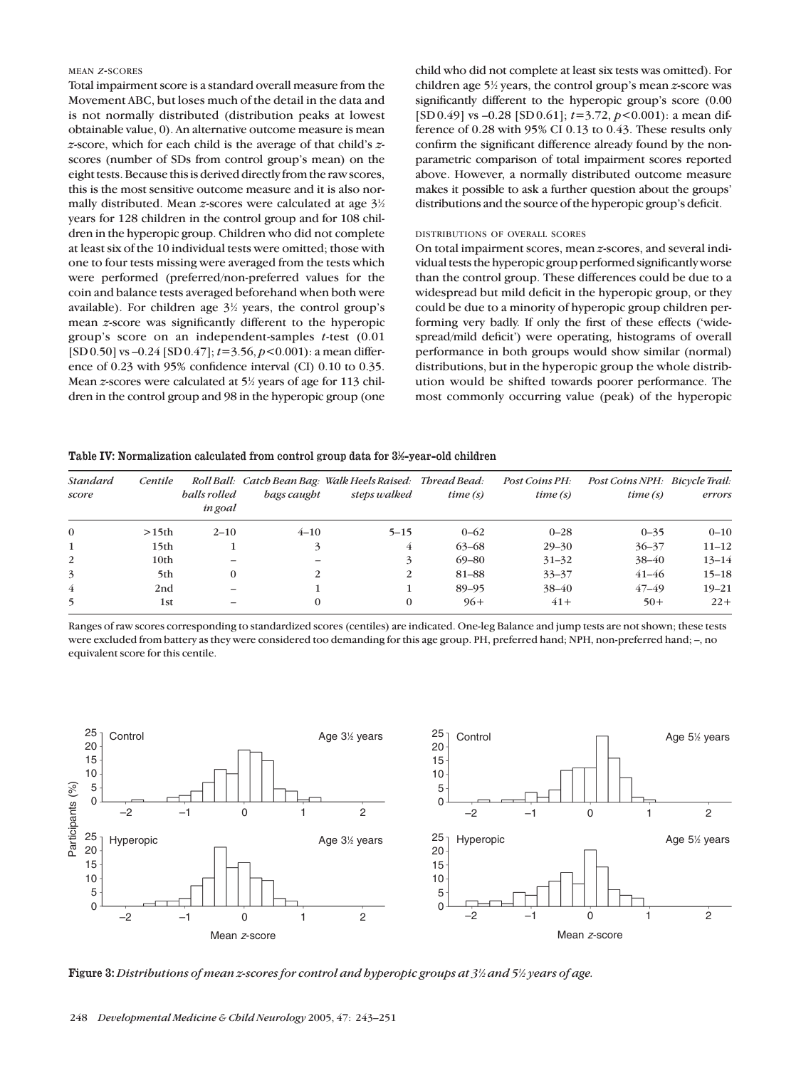### MEAN *z*-SCORES

Total impairment score is a standard overall measure from the Movement ABC, but loses much of the detail in the data and is not normally distributed (distribution peaks at lowest obtainable value, 0). An alternative outcome measure is mean *z*-score, which for each child is the average of that child's *z*-scores (number of SDs from control group's mean) on the eight tests. Because this is derived directly from the raw scores, this is the most sensitive outcome measure and it is also normally distributed. Mean *z*-scores were calculated at age 3½ years for 128 children in the control group and for 108 children in the hyperopic group. Children who did not complete at least six of the 10 individual tests were omitted; those with one to four tests missing were averaged from the tests which were performed (preferred/non-preferred values for the coin and balance tests averaged beforehand when both were available). For children age 3½ years, the control group's mean *z*-score was significantly different to the hyperopic group's score on an independent-samples *t*-test (0.01 [SD 0.50] vs –0.24 [SD 0.47]; $t=3.56$, $p<0.001$): a mean difference of 0.23 with 95% confidence interval (CI) 0.10 to 0.35. Mean *z*-scores were calculated at 5½ years of age for 113 children in the control group and 98 in the hyperopic group (one child who did not complete at least six tests was omitted). For children age 5½ years, the control group's mean *z*-score was significantly different to the hyperopic group's score (0.00 [SD 0.49] vs –0.28 [SD 0.61]; $t=3.72$, $p<0.001$): a mean difference of 0.28 with 95% CI 0.13 to 0.43. These results only confirm the significant difference already found by the nonparametric comparison of total impairment scores reported above. However, a normally distributed outcome measure makes it possible to ask a further question about the groups' distributions and the source of the hyperopic group's deficit.

### DISTRIBUTIONS OF OVERALL SCORES

On total impairment scores, mean *z*-scores, and several individual tests the hyperopic group performed significantly worse than the control group. These differences could be due to a widespread but mild deficit in the hyperopic group, or they could be due to a minority of hyperopic group children performing very badly. If only the first of these effects ('widespread/mild deficit') were operating, histograms of overall performance in both groups would show similar (normal) distributions, but in the hyperopic group the whole distribution would be shifted towards poorer performance. The most commonly occurring value (peak) of the hyperopic

**Table IV: Normalization calculated from control group data for 3½-year-old children**

| *Standard score* | *Centile* | *Roll Ball: balls rolled in goal* | *Catch Bean Bag: bags caught* | *Walk Heels Raised: steps walked* | *Thread Bead: time (s)* | *Post Coins PH: time (s)* | *Post Coins NPH: time (s)* | *Bicycle Trail: errors* |
|---|---|---|---|---|---|---|---|---|
| 0 | >15th | 2–10 | 4–10 | 5–15 | 0–62 | 0–28 | 0–35 | 0–10 |
| 1 | 15th | 1 | 3 | 4 | 63–68 | 29–30 | 36–37 | 11–12 |
| 2 | 10th | – | – | 3 | 69–80 | 31–32 | 38–40 | 13–14 |
| 3 | 5th | 0 | 2 | 2 | 81–88 | 33–37 | 41–46 | 15–18 |
| 4 | 2nd | – | 1 | 1 | 89–95 | 38–40 | 47–49 | 19–21 |
| 5 | 1st | – | 0 | 0 | 96+ | 41+ | 50+ | 22+ |

Ranges of raw scores corresponding to standardized scores (centiles) are indicated. One-leg Balance and jump tests are not shown; these tests were excluded from battery as they were considered too demanding for this age group. PH, preferred hand; NPH, non-preferred hand; –, no equivalent score for this centile.

**Figure 3:** *Distributions of mean z-scores for control and hyperopic groups at 3½ and 5½ years of age.*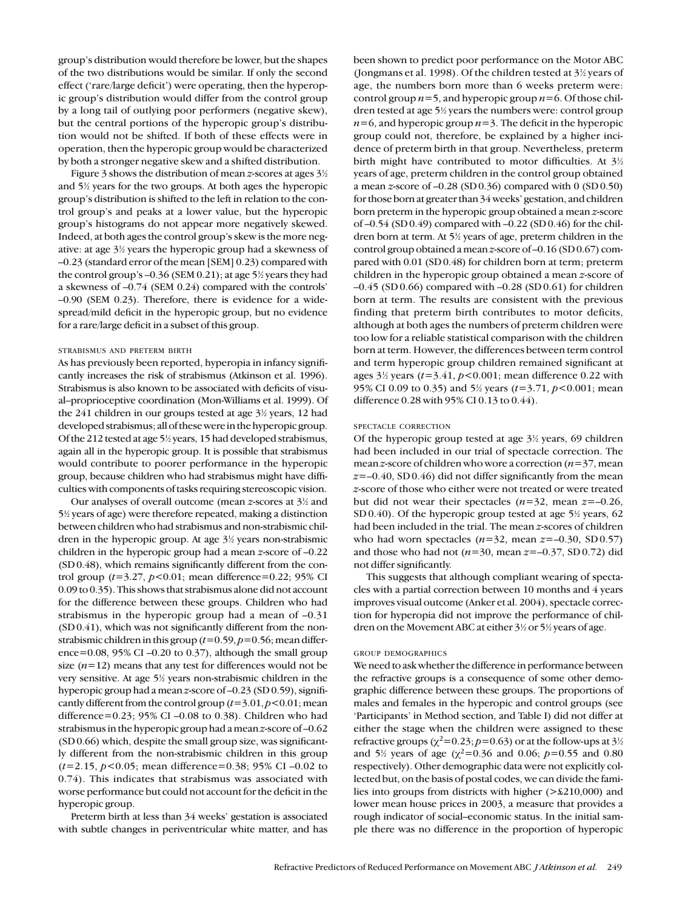group's distribution would therefore be lower, but the shapes of the two distributions would be similar. If only the second effect ('rare/large deficit') were operating, then the hyperopic group's distribution would differ from the control group by a long tail of outlying poor performers (negative skew), but the central portions of the hyperopic group's distribution would not be shifted. If both of these effects were in operation, then the hyperopic group would be characterized by both a stronger negative skew and a shifted distribution.

Figure 3 shows the distribution of mean *z*-scores at ages 3½ and 5½ years for the two groups. At both ages the hyperopic group's distribution is shifted to the left in relation to the control group's and peaks at a lower value, but the hyperopic group's histograms do not appear more negatively skewed. Indeed, at both ages the control group's skew is the more negative: at age 3½ years the hyperopic group had a skewness of –0.23 (standard error of the mean [SEM] 0.23) compared with the control group's –0.36 (SEM 0.21); at age 5½ years they had a skewness of –0.74 (SEM 0.24) compared with the controls' –0.90 (SEM 0.23). Therefore, there is evidence for a widespread/mild deficit in the hyperopic group, but no evidence for a rare/large deficit in a subset of this group.

#### STRABISMUS AND PRETERM BIRTH

As has previously been reported, hyperopia in infancy significantly increases the risk of strabismus (Atkinson et al. 1996). Strabismus is also known to be associated with deficits of visual–proprioceptive coordination (Mon-Williams et al. 1999). Of the 241 children in our groups tested at age 3½ years, 12 had developed strabismus; all of these were in the hyperopic group. Of the 212 tested at age 5½ years, 15 had developed strabismus, again all in the hyperopic group. It is possible that strabismus would contribute to poorer performance in the hyperopic group, because children who had strabismus might have difficulties with components of tasks requiring stereoscopic vision.

Our analyses of overall outcome (mean *z*-scores at 3½ and 5½ years of age) were therefore repeated, making a distinction between children who had strabismus and non-strabismic children in the hyperopic group. At age 3½ years non-strabismic children in the hyperopic group had a mean *z*-score of –0.22 (SD 0.48), which remains significantly different from the control group ($t$=3.27, $p$<0.01; mean difference=0.22; 95% CI 0.09 to 0.35). This shows that strabismus alone did not account for the difference between these groups. Children who had strabismus in the hyperopic group had a mean of –0.31 (SD 0.41), which was not significantly different from the non-strabismic children in this group ($t$=0.59, $p$=0.56; mean difference=0.08, 95% CI –0.20 to 0.37), although the small group size ($n$=12) means that any test for differences would not be very sensitive. At age 5½ years non-strabismic children in the hyperopic group had a mean *z*-score of –0.23 (SD 0.59), significantly different from the control group ($t$=3.01, $p$<0.01; mean difference=0.23; 95% CI –0.08 to 0.38). Children who had strabismus in the hyperopic group had a mean *z*-score of –0.62 (SD 0.66) which, despite the small group size, was significantly different from the non-strabismic children in this group ($t$=2.15, $p$<0.05; mean difference=0.38; 95% CI –0.02 to 0.74). This indicates that strabismus was associated with worse performance but could not account for the deficit in the hyperopic group.

Preterm birth at less than 34 weeks' gestation is associated with subtle changes in periventricular white matter, and has been shown to predict poor performance on the Motor ABC (Jongmans et al. 1998). Of the children tested at 3½ years of age, the numbers born more than 6 weeks preterm were: control group $n$=5, and hyperopic group $n$=6. Of those children tested at age 5½ years the numbers were: control group $n$=6, and hyperopic group $n$=3. The deficit in the hyperopic group could not, therefore, be explained by a higher incidence of preterm birth in that group. Nevertheless, preterm birth might have contributed to motor difficulties. At 3½ years of age, preterm children in the control group obtained a mean *z*-score of –0.28 (SD 0.36) compared with 0 (SD 0.50) for those born at greater than 34 weeks' gestation, and children born preterm in the hyperopic group obtained a mean *z*-score of –0.54 (SD 0.49) compared with –0.22 (SD 0.46) for the children born at term. At 5½ years of age, preterm children in the control group obtained a mean *z*-score of –0.16 (SD 0.67) compared with 0.01 (SD 0.48) for children born at term; preterm children in the hyperopic group obtained a mean *z*-score of –0.45 (SD 0.66) compared with –0.28 (SD 0.61) for children born at term. The results are consistent with the previous finding that preterm birth contributes to motor deficits, although at both ages the numbers of preterm children were too low for a reliable statistical comparison with the children born at term. However, the differences between term control and term hyperopic group children remained significant at ages 3½ years ($t$=3.41, $p$<0.001; mean difference 0.22 with 95% CI 0.09 to 0.35) and 5½ years ($t$=3.71, $p$<0.001; mean difference 0.28 with 95% CI 0.13 to 0.44).

#### SPECTACLE CORRECTION

Of the hyperopic group tested at age 3½ years, 69 children had been included in our trial of spectacle correction. The mean *z*-score of children who wore a correction ($n$=37, mean $z$=–0.40, SD 0.46) did not differ significantly from the mean *z*-score of those who either were not treated or were treated but did not wear their spectacles ($n$=32, mean $z$=–0.26, SD 0.40). Of the hyperopic group tested at age 5½ years, 62 had been included in the trial. The mean *z*-scores of children who had worn spectacles ($n$=32, mean $z$=–0.30, SD 0.57) and those who had not ($n$=30, mean $z$=–0.37, SD 0.72) did not differ significantly.

This suggests that although compliant wearing of spectacles with a partial correction between 10 months and 4 years improves visual outcome (Anker et al. 2004), spectacle correction for hyperopia did not improve the performance of children on the Movement ABC at either 3½ or 5½ years of age.

#### GROUP DEMOGRAPHICS

We need to ask whether the difference in performance between the refractive groups is a consequence of some other demographic difference between these groups. The proportions of males and females in the hyperopic and control groups (see 'Participants' in Method section, and Table I) did not differ at either the stage when the children were assigned to these refractive groups ($\chi^2$=0.23; $p$=0.63) or at the follow-ups at 3½ and 5½ years of age ($\chi^2$=0.36 and 0.06; $p$=0.55 and 0.80 respectively). Other demographic data were not explicitly collected but, on the basis of postal codes, we can divide the families into groups from districts with higher (>£210,000) and lower mean house prices in 2003, a measure that provides a rough indicator of social–economic status. In the initial sample there was no difference in the proportion of hyperopic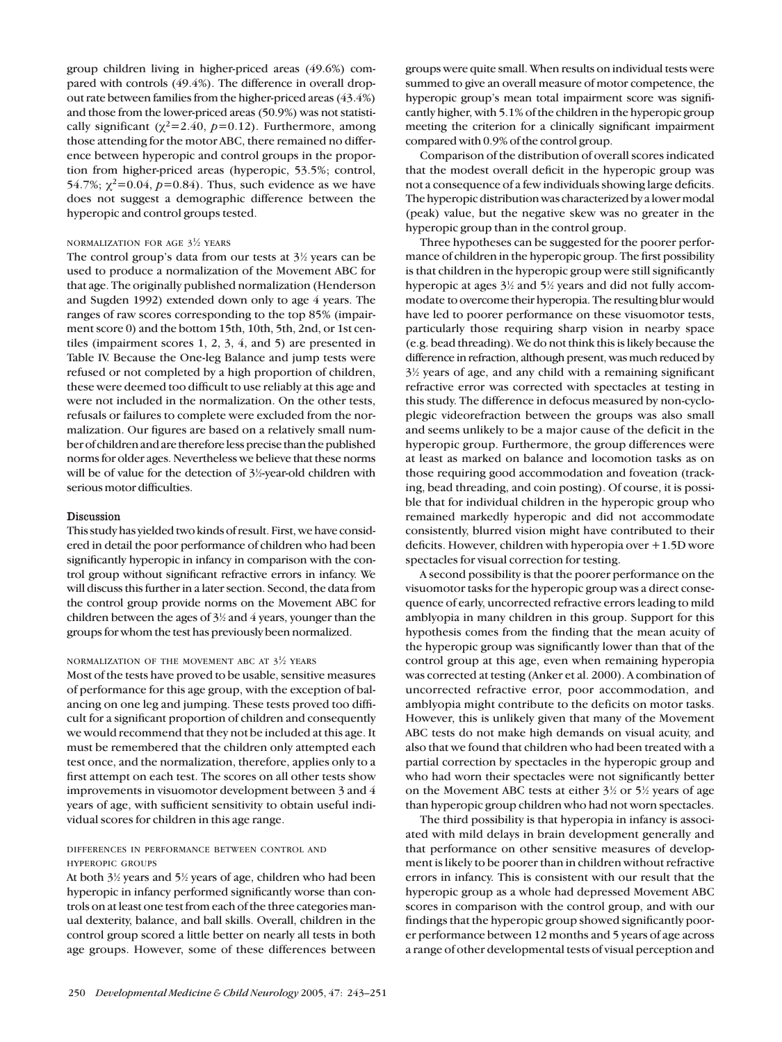group children living in higher-priced areas (49.6%) compared with controls (49.4%). The difference in overall dropout rate between families from the higher-priced areas (43.4%) and those from the lower-priced areas (50.9%) was not statistically significant ($\chi^2=2.40$, $p=0.12$). Furthermore, among those attending for the motor ABC, there remained no difference between hyperopic and control groups in the proportion from higher-priced areas (hyperopic, 53.5%; control, 54.7%; $\chi^2=0.04$, $p=0.84$). Thus, such evidence as we have does not suggest a demographic difference between the hyperopic and control groups tested.

#### NORMALIZATION FOR AGE 3½ YEARS

The control group's data from our tests at 3½ years can be used to produce a normalization of the Movement ABC for that age. The originally published normalization (Henderson and Sugden 1992) extended down only to age 4 years. The ranges of raw scores corresponding to the top 85% (impairment score 0) and the bottom 15th, 10th, 5th, 2nd, or 1st centiles (impairment scores 1, 2, 3, 4, and 5) are presented in Table IV. Because the One-leg Balance and jump tests were refused or not completed by a high proportion of children, these were deemed too difficult to use reliably at this age and were not included in the normalization. On the other tests, refusals or failures to complete were excluded from the normalization. Our figures are based on a relatively small number of children and are therefore less precise than the published norms for older ages. Nevertheless we believe that these norms will be of value for the detection of 3½-year-old children with serious motor difficulties.

## Discussion

This study has yielded two kinds of result. First, we have considered in detail the poor performance of children who had been significantly hyperopic in infancy in comparison with the control group without significant refractive errors in infancy. We will discuss this further in a later section. Second, the data from the control group provide norms on the Movement ABC for children between the ages of 3½ and 4 years, younger than the groups for whom the test has previously been normalized.

#### NORMALIZATION OF THE MOVEMENT ABC AT 3½ YEARS

Most of the tests have proved to be usable, sensitive measures of performance for this age group, with the exception of balancing on one leg and jumping. These tests proved too difficult for a significant proportion of children and consequently we would recommend that they not be included at this age. It must be remembered that the children only attempted each test once, and the normalization, therefore, applies only to a first attempt on each test. The scores on all other tests show improvements in visuomotor development between 3 and 4 years of age, with sufficient sensitivity to obtain useful individual scores for children in this age range.

#### DIFFERENCES IN PERFORMANCE BETWEEN CONTROL AND HYPEROPIC GROUPS

At both 3½ years and 5½ years of age, children who had been hyperopic in infancy performed significantly worse than controls on at least one test from each of the three categories manual dexterity, balance, and ball skills. Overall, children in the control group scored a little better on nearly all tests in both age groups. However, some of these differences between groups were quite small. When results on individual tests were summed to give an overall measure of motor competence, the hyperopic group's mean total impairment score was significantly higher, with 5.1% of the children in the hyperopic group meeting the criterion for a clinically significant impairment compared with 0.9% of the control group.

Comparison of the distribution of overall scores indicated that the modest overall deficit in the hyperopic group was not a consequence of a few individuals showing large deficits. The hyperopic distribution was characterized by a lower modal (peak) value, but the negative skew was no greater in the hyperopic group than in the control group.

Three hypotheses can be suggested for the poorer performance of children in the hyperopic group. The first possibility is that children in the hyperopic group were still significantly hyperopic at ages 3½ and 5½ years and did not fully accommodate to overcome their hyperopia. The resulting blur would have led to poorer performance on these visuomotor tests, particularly those requiring sharp vision in nearby space (e.g. bead threading). We do not think this is likely because the difference in refraction, although present, was much reduced by 3½ years of age, and any child with a remaining significant refractive error was corrected with spectacles at testing in this study. The difference in defocus measured by non-cycloplegic videorefraction between the groups was also small and seems unlikely to be a major cause of the deficit in the hyperopic group. Furthermore, the group differences were at least as marked on balance and locomotion tasks as on those requiring good accommodation and foveation (tracking, bead threading, and coin posting). Of course, it is possible that for individual children in the hyperopic group who remained markedly hyperopic and did not accommodate consistently, blurred vision might have contributed to their deficits. However, children with hyperopia over +1.5D wore spectacles for visual correction for testing.

A second possibility is that the poorer performance on the visuomotor tasks for the hyperopic group was a direct consequence of early, uncorrected refractive errors leading to mild amblyopia in many children in this group. Support for this hypothesis comes from the finding that the mean acuity of the hyperopic group was significantly lower than that of the control group at this age, even when remaining hyperopia was corrected at testing (Anker et al. 2000). A combination of uncorrected refractive error, poor accommodation, and amblyopia might contribute to the deficits on motor tasks. However, this is unlikely given that many of the Movement ABC tests do not make high demands on visual acuity, and also that we found that children who had been treated with a partial correction by spectacles in the hyperopic group and who had worn their spectacles were not significantly better on the Movement ABC tests at either 3½ or 5½ years of age than hyperopic group children who had not worn spectacles.

The third possibility is that hyperopia in infancy is associated with mild delays in brain development generally and that performance on other sensitive measures of development is likely to be poorer than in children without refractive errors in infancy. This is consistent with our result that the hyperopic group as a whole had depressed Movement ABC scores in comparison with the control group, and with our findings that the hyperopic group showed significantly poorer performance between 12 months and 5 years of age across a range of other developmental tests of visual perception and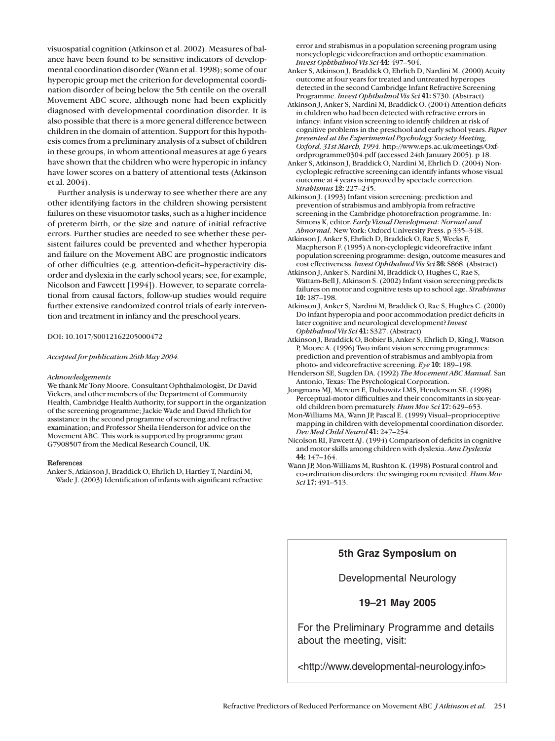visuospatial cognition (Atkinson et al. 2002). Measures of balance have been found to be sensitive indicators of developmental coordination disorder (Wann et al. 1998); some of our hyperopic group met the criterion for developmental coordination disorder of being below the 5th centile on the overall Movement ABC score, although none had been explicitly diagnosed with developmental coordination disorder. It is also possible that there is a more general difference between children in the domain of attention. Support for this hypothesis comes from a preliminary analysis of a subset of children in these groups, in whom attentional measures at age 6 years have shown that the children who were hyperopic in infancy have lower scores on a battery of attentional tests (Atkinson et al. 2004).

Further analysis is underway to see whether there are any other identifying factors in the children showing persistent failures on these visuomotor tasks, such as a higher incidence of preterm birth, or the size and nature of initial refractive errors. Further studies are needed to see whether these persistent failures could be prevented and whether hyperopia and failure on the Movement ABC are prognostic indicators of other difficulties (e.g. attention-deficit–hyperactivity disorder and dyslexia in the early school years; see, for example, Nicolson and Fawcett [1994]). However, to separate correlational from causal factors, follow-up studies would require further extensive randomized control trials of early intervention and treatment in infancy and the preschool years.

DOI: 10.1017/S0012162205000472

*Accepted for publication 26th May 2004.*

*Acknowledgements*
We thank Mr Tony Moore, Consultant Ophthalmologist, Dr David Vickers, and other members of the Department of Community Health, Cambridge Health Authority, for support in the organization of the screening programme; Jackie Wade and David Ehrlich for assistance in the second programme of screening and refractive examination; and Professor Sheila Henderson for advice on the Movement ABC. This work is supported by programme grant G7908507 from the Medical Research Council, UK.

**References**

Anker S, Atkinson J, Braddick O, Ehrlich D, Hartley T, Nardini M, Wade J. (2003) Identification of infants with significant refractive error and strabismus in a population screening program using noncycloplegic videorefraction and orthoptic examination. *Invest Ophthalmol Vis Sci* **44:** 497–504.

Anker S, Atkinson J, Braddick O, Ehrlich D, Nardini M. (2000) Acuity outcome at four years for treated and untreated hyperopes detected in the second Cambridge Infant Refractive Screening Programme. *Invest Ophthalmol Vis Sci* **41:** S730. (Abstract)

Atkinson J, Anker S, Nardini M, Braddick O. (2004) Attention deficits in children who had been detected with refractive errors in infancy: infant vision screening to identify children at risk of cognitive problems in the preschool and early school years. *Paper presented at the Experimental Psychology Society Meeting, Oxford, 31st March, 1994.* http://www.eps.ac.uk/meetings/Oxfordprogramme0304.pdf (accessed 24th January 2005). p 18.

Anker S, Atkinson J, Braddick O, Nardini M, Ehrlich D. (2004) Non-cycloplegic refractive screening can identify infants whose visual outcome at 4 years is improved by spectacle correction. *Strabismus* **12:** 227–245.

Atkinson J. (1993) Infant vision screening: prediction and prevention of strabismus and amblyopia from refractive screening in the Cambridge photorefraction programme. In: Simons K, editor. *Early Visual Development: Normal and Abnormal.* New York: Oxford University Press. p 335–348.

Atkinson J, Anker S, Ehrlich D, Braddick O, Rae S, Weeks F, Macpherson F. (1995) A non-cycloplegic videorefractive infant population screening programme: design, outcome measures and cost effectiveness. *Invest Ophthalmol Vis Sci* **36:** S868. (Abstract)

Atkinson J, Anker S, Nardini M, Braddick O, Hughes C, Rae S, Wattam-Bell J, Atkinson S. (2002) Infant vision screening predicts failures on motor and cognitive tests up to school age. *Strabismus* **10:** 187–198.

Atkinson J, Anker S, Nardini M, Braddick O, Rae S, Hughes C. (2000) Do infant hyperopia and poor accommodation predict deficits in later cognitive and neurological development? *Invest Ophthalmol Vis Sci* **41:** S327. (Abstract)

Atkinson J, Braddick O, Bobier B, Anker S, Ehrlich D, King J, Watson P, Moore A. (1996) Two infant vision screening programmes: prediction and prevention of strabismus and amblyopia from photo- and videorefractive screening. *Eye* **10:** 189–198.

Henderson SE, Sugden DA. (1992) *The Movement ABC Manual.* San Antonio, Texas: The Psychological Corporation.

Jongmans MJ, Mercuri E, Dubowitz LMS, Henderson SE. (1998) Perceptual-motor difficulties and their concomitants in six-year-old children born prematurely. *Hum Mov Sci* **17:** 629–653.

Mon-Williams MA, Wann JP, Pascal E. (1999) Visual–proprioceptive mapping in children with developmental coordination disorder. *Dev Med Child Neurol* **41:** 247–254.

Nicolson RI, Fawcett AJ. (1994) Comparison of deficits in cognitive and motor skills among children with dyslexia. *Ann Dyslexia* **44:** 147–164.

Wann JP, Mon-Williams M, Rushton K. (1998) Postural control and co-ordination disorders: the swinging room revisited. *Hum Mov Sci* **17:** 491–513.

**5th Graz Symposium on**

Developmental Neurology

**19–21 May 2005**

For the Preliminary Programme and details about the meeting, visit:

<http://www.developmental-neurology.info>